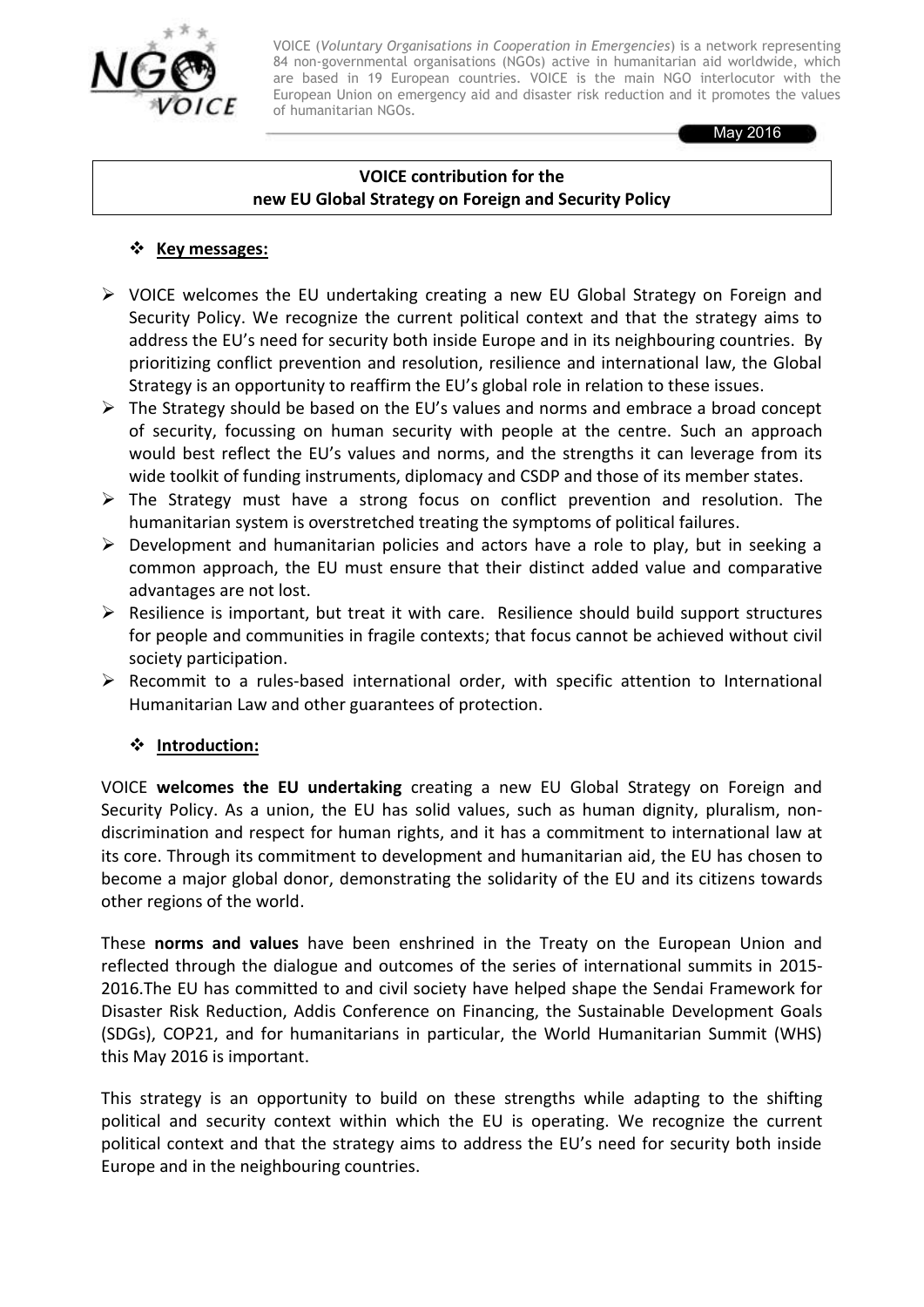VOICE (*Voluntary Organisations in Cooperation in Emergencies*) is a network representing 84 non-governmental organisations (NGOs) active in humanitarian aid worldwide, which are based in 19 European countries. VOICE is the main NGO interlocutor with the European Union on emergency aid and disaster risk reduction and it promotes the values of humanitarian NGOs.

May 2016

# VOICE contribution for the new EU Global Strategy on Foreign and Security Policy

## Key messages:

- VOICE welcomes the EU undertaking creating a new EU Global Strategy on Foreign and Security Policy. We recognize the current political context and that the strategy aims to address the EU's need for security both inside Europe and in its neighbouring countries. By prioritizing conflict prevention and resolution, resilience and international law, the Global Strategy is an opportunity to reaffirm the EU's global role in relation to these issues.
- The Strategy should be based on the EU's values and norms and embrace a broad concept of security, focussing on human security with people at the centre. Such an approach would best reflect the EU's values and norms, and the strengths it can leverage from its wide toolkit of funding instruments, diplomacy and CSDP and those of its member states.
- The Strategy must have a strong focus on conflict prevention and resolution. The humanitarian system is overstretched treating the symptoms of political failures.
- Development and humanitarian policies and actors have a role to play, but in seeking a common approach, the EU must ensure that their distinct added value and comparative advantages are not lost.
- Resilience is important, but treat it with care. Resilience should build support structures for people and communities in fragile contexts; that focus cannot be achieved without civil society participation.
- Recommit to a rules-based international order, with specific attention to International Humanitarian Law and other guarantees of protection.

## Introduction:

VOICE **welcomes the EU undertaking** creating a new EU Global Strategy on Foreign and Security Policy. As a union, the EU has solid values, such as human dignity, pluralism, non-discrimination and respect for human rights, and it has a commitment to international law at its core. Through its commitment to development and humanitarian aid, the EU has chosen to become a major global donor, demonstrating the solidarity of the EU and its citizens towards other regions of the world.

These **norms and values** have been enshrined in the Treaty on the European Union and reflected through the dialogue and outcomes of the series of international summits in 2015-2016.The EU has committed to and civil society have helped shape the Sendai Framework for Disaster Risk Reduction, Addis Conference on Financing, the Sustainable Development Goals (SDGs), COP21, and for humanitarians in particular, the World Humanitarian Summit (WHS) this May 2016 is important.

This strategy is an opportunity to build on these strengths while adapting to the shifting political and security context within which the EU is operating. We recognize the current political context and that the strategy aims to address the EU's need for security both inside Europe and in the neighbouring countries.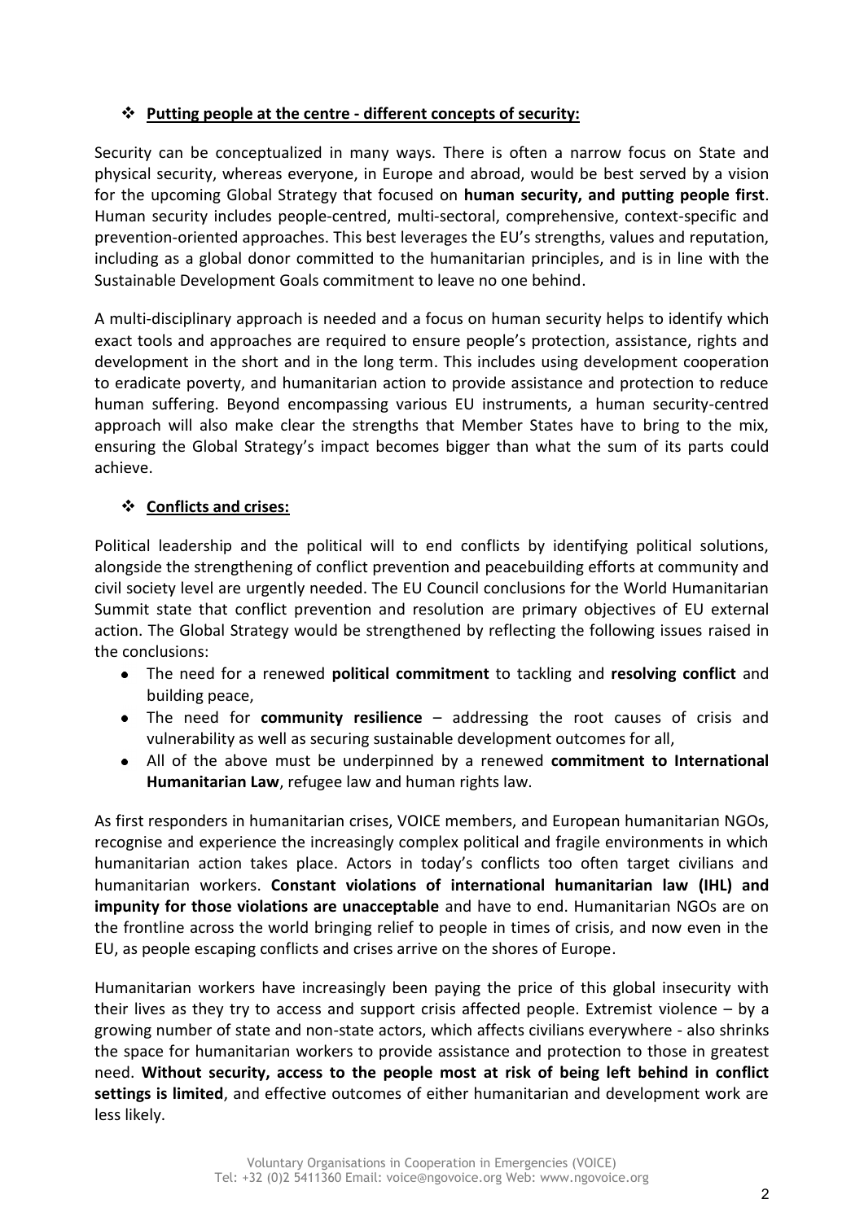- **Putting people at the centre - different concepts of security:**

Security can be conceptualized in many ways. There is often a narrow focus on State and physical security, whereas everyone, in Europe and abroad, would be best served by a vision for the upcoming Global Strategy that focused on **human security, and putting people first**. Human security includes people-centred, multi-sectoral, comprehensive, context-specific and prevention-oriented approaches. This best leverages the EU's strengths, values and reputation, including as a global donor committed to the humanitarian principles, and is in line with the Sustainable Development Goals commitment to leave no one behind.

A multi-disciplinary approach is needed and a focus on human security helps to identify which exact tools and approaches are required to ensure people's protection, assistance, rights and development in the short and in the long term. This includes using development cooperation to eradicate poverty, and humanitarian action to provide assistance and protection to reduce human suffering. Beyond encompassing various EU instruments, a human security-centred approach will also make clear the strengths that Member States have to bring to the mix, ensuring the Global Strategy's impact becomes bigger than what the sum of its parts could achieve.

- **Conflicts and crises:**

Political leadership and the political will to end conflicts by identifying political solutions, alongside the strengthening of conflict prevention and peacebuilding efforts at community and civil society level are urgently needed. The EU Council conclusions for the World Humanitarian Summit state that conflict prevention and resolution are primary objectives of EU external action. The Global Strategy would be strengthened by reflecting the following issues raised in the conclusions:

- The need for a renewed **political commitment** to tackling and **resolving conflict** and building peace,
- The need for **community resilience** – addressing the root causes of crisis and vulnerability as well as securing sustainable development outcomes for all,
- All of the above must be underpinned by a renewed **commitment to International Humanitarian Law**, refugee law and human rights law.

As first responders in humanitarian crises, VOICE members, and European humanitarian NGOs, recognise and experience the increasingly complex political and fragile environments in which humanitarian action takes place. Actors in today's conflicts too often target civilians and humanitarian workers. **Constant violations of international humanitarian law (IHL) and impunity for those violations are unacceptable** and have to end. Humanitarian NGOs are on the frontline across the world bringing relief to people in times of crisis, and now even in the EU, as people escaping conflicts and crises arrive on the shores of Europe.

Humanitarian workers have increasingly been paying the price of this global insecurity with their lives as they try to access and support crisis affected people. Extremist violence – by a growing number of state and non-state actors, which affects civilians everywhere - also shrinks the space for humanitarian workers to provide assistance and protection to those in greatest need. **Without security, access to the people most at risk of being left behind in conflict settings is limited**, and effective outcomes of either humanitarian and development work are less likely.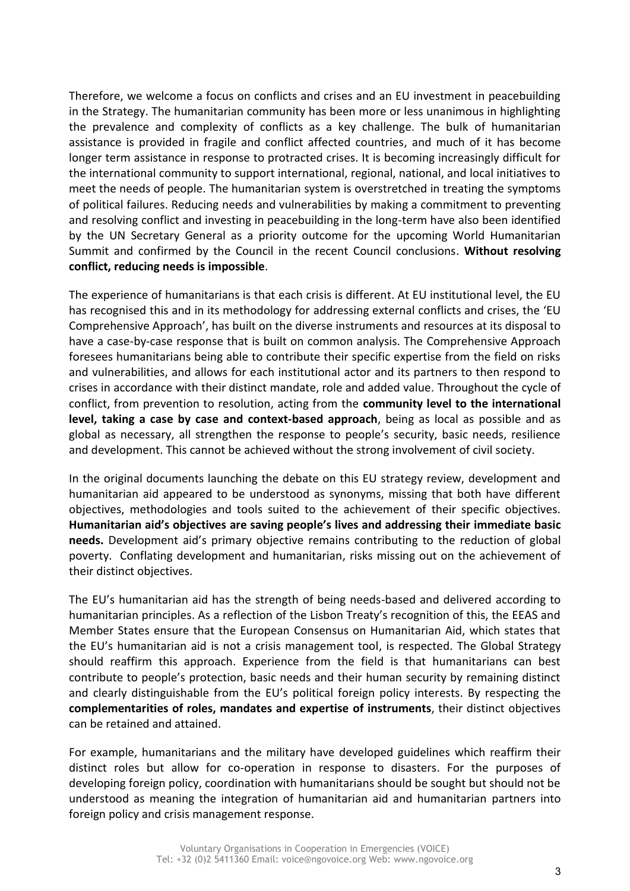Therefore, we welcome a focus on conflicts and crises and an EU investment in peacebuilding in the Strategy. The humanitarian community has been more or less unanimous in highlighting the prevalence and complexity of conflicts as a key challenge. The bulk of humanitarian assistance is provided in fragile and conflict affected countries, and much of it has become longer term assistance in response to protracted crises. It is becoming increasingly difficult for the international community to support international, regional, national, and local initiatives to meet the needs of people. The humanitarian system is overstretched in treating the symptoms of political failures. Reducing needs and vulnerabilities by making a commitment to preventing and resolving conflict and investing in peacebuilding in the long-term have also been identified by the UN Secretary General as a priority outcome for the upcoming World Humanitarian Summit and confirmed by the Council in the recent Council conclusions. **Without resolving conflict, reducing needs is impossible**.

The experience of humanitarians is that each crisis is different. At EU institutional level, the EU has recognised this and in its methodology for addressing external conflicts and crises, the 'EU Comprehensive Approach', has built on the diverse instruments and resources at its disposal to have a case-by-case response that is built on common analysis. The Comprehensive Approach foresees humanitarians being able to contribute their specific expertise from the field on risks and vulnerabilities, and allows for each institutional actor and its partners to then respond to crises in accordance with their distinct mandate, role and added value. Throughout the cycle of conflict, from prevention to resolution, acting from the **community level to the international level, taking a case by case and context-based approach**, being as local as possible and as global as necessary, all strengthen the response to people's security, basic needs, resilience and development. This cannot be achieved without the strong involvement of civil society.

In the original documents launching the debate on this EU strategy review, development and humanitarian aid appeared to be understood as synonyms, missing that both have different objectives, methodologies and tools suited to the achievement of their specific objectives. **Humanitarian aid's objectives are saving people's lives and addressing their immediate basic needs.** Development aid's primary objective remains contributing to the reduction of global poverty. Conflating development and humanitarian, risks missing out on the achievement of their distinct objectives.

The EU's humanitarian aid has the strength of being needs-based and delivered according to humanitarian principles. As a reflection of the Lisbon Treaty's recognition of this, the EEAS and Member States ensure that the European Consensus on Humanitarian Aid, which states that the EU's humanitarian aid is not a crisis management tool, is respected. The Global Strategy should reaffirm this approach. Experience from the field is that humanitarians can best contribute to people's protection, basic needs and their human security by remaining distinct and clearly distinguishable from the EU's political foreign policy interests. By respecting the **complementarities of roles, mandates and expertise of instruments**, their distinct objectives can be retained and attained.

For example, humanitarians and the military have developed guidelines which reaffirm their distinct roles but allow for co-operation in response to disasters. For the purposes of developing foreign policy, coordination with humanitarians should be sought but should not be understood as meaning the integration of humanitarian aid and humanitarian partners into foreign policy and crisis management response.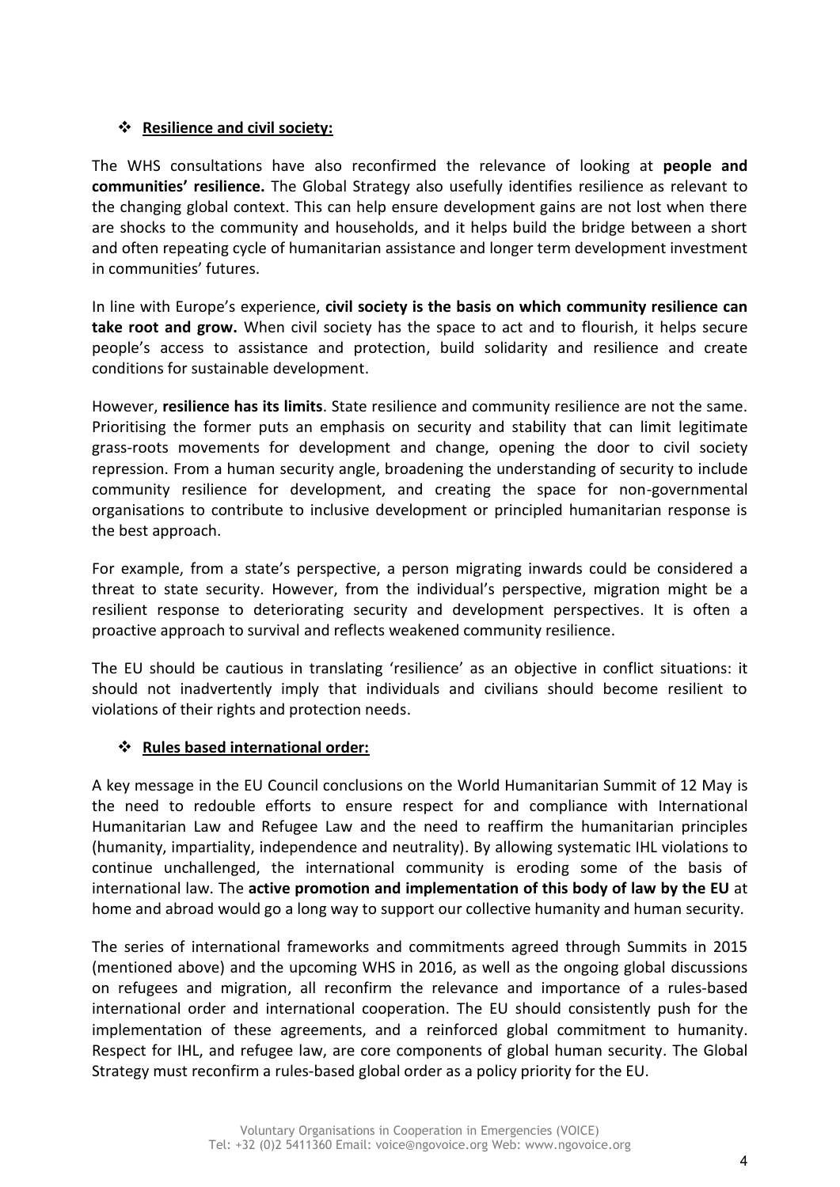- **Resilience and civil society:**

The WHS consultations have also reconfirmed the relevance of looking at **people and communities' resilience.** The Global Strategy also usefully identifies resilience as relevant to the changing global context. This can help ensure development gains are not lost when there are shocks to the community and households, and it helps build the bridge between a short and often repeating cycle of humanitarian assistance and longer term development investment in communities' futures.

In line with Europe's experience, **civil society is the basis on which community resilience can take root and grow.** When civil society has the space to act and to flourish, it helps secure people's access to assistance and protection, build solidarity and resilience and create conditions for sustainable development.

However, **resilience has its limits**. State resilience and community resilience are not the same. Prioritising the former puts an emphasis on security and stability that can limit legitimate grass-roots movements for development and change, opening the door to civil society repression. From a human security angle, broadening the understanding of security to include community resilience for development, and creating the space for non-governmental organisations to contribute to inclusive development or principled humanitarian response is the best approach.

For example, from a state's perspective, a person migrating inwards could be considered a threat to state security. However, from the individual's perspective, migration might be a resilient response to deteriorating security and development perspectives. It is often a proactive approach to survival and reflects weakened community resilience.

The EU should be cautious in translating 'resilience' as an objective in conflict situations: it should not inadvertently imply that individuals and civilians should become resilient to violations of their rights and protection needs.

- **Rules based international order:**

A key message in the EU Council conclusions on the World Humanitarian Summit of 12 May is the need to redouble efforts to ensure respect for and compliance with International Humanitarian Law and Refugee Law and the need to reaffirm the humanitarian principles (humanity, impartiality, independence and neutrality). By allowing systematic IHL violations to continue unchallenged, the international community is eroding some of the basis of international law. The **active promotion and implementation of this body of law by the EU** at home and abroad would go a long way to support our collective humanity and human security.

The series of international frameworks and commitments agreed through Summits in 2015 (mentioned above) and the upcoming WHS in 2016, as well as the ongoing global discussions on refugees and migration, all reconfirm the relevance and importance of a rules-based international order and international cooperation. The EU should consistently push for the implementation of these agreements, and a reinforced global commitment to humanity. Respect for IHL, and refugee law, are core components of global human security. The Global Strategy must reconfirm a rules-based global order as a policy priority for the EU.

Voluntary Organisations in Cooperation in Emergencies (VOICE)
Tel: +32 (0)2 5411360 Email: voice@ngovoice.org Web: www.ngovoice.org